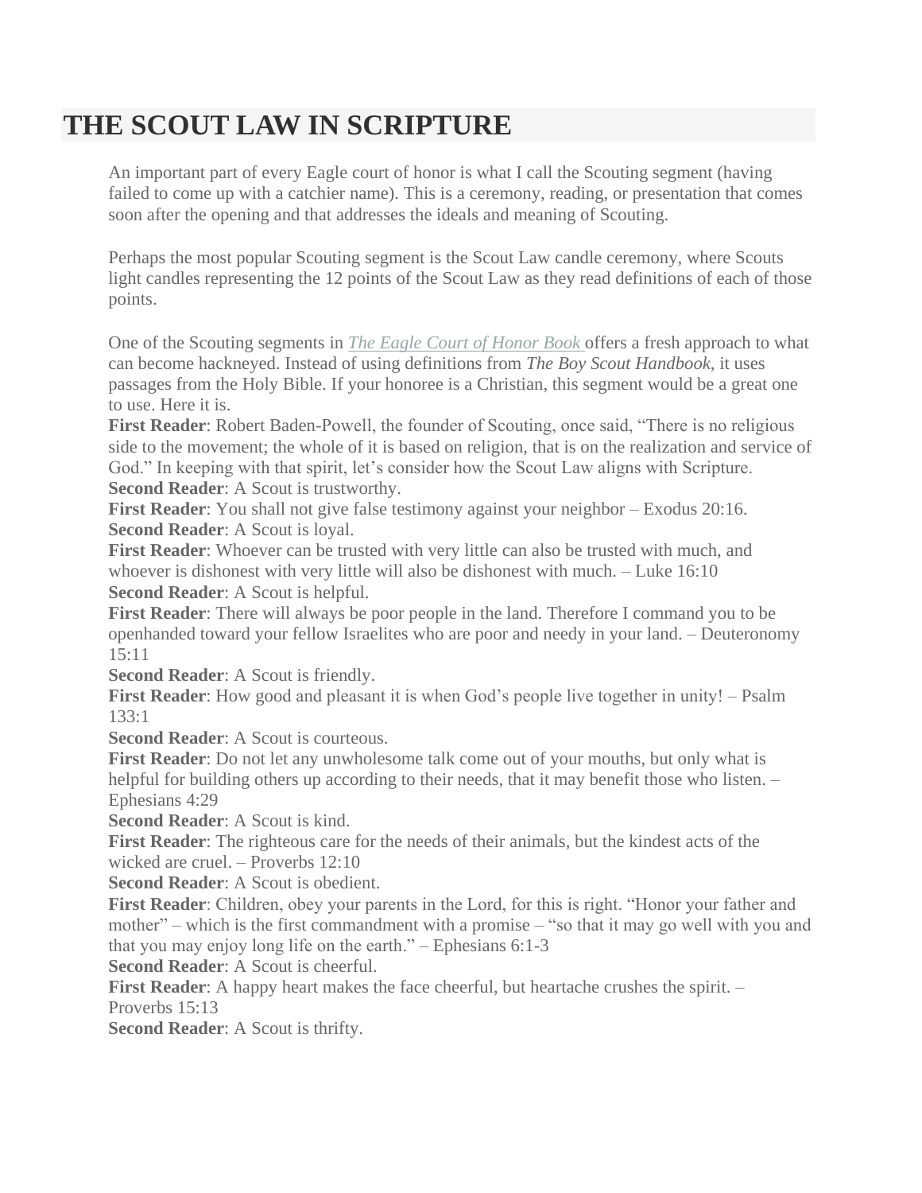# THE SCOUT LAW IN SCRIPTURE

An important part of every Eagle court of honor is what I call the Scouting segment (having failed to come up with a catchier name). This is a ceremony, reading, or presentation that comes soon after the opening and that addresses the ideals and meaning of Scouting.

Perhaps the most popular Scouting segment is the Scout Law candle ceremony, where Scouts light candles representing the 12 points of the Scout Law as they read definitions of each of those points.

One of the Scouting segments in *The Eagle Court of Honor Book* offers a fresh approach to what can become hackneyed. Instead of using definitions from *The Boy Scout Handbook*, it uses passages from the Holy Bible. If your honoree is a Christian, this segment would be a great one to use. Here it is.

**First Reader**: Robert Baden-Powell, the founder of Scouting, once said, "There is no religious side to the movement; the whole of it is based on religion, that is on the realization and service of God." In keeping with that spirit, let's consider how the Scout Law aligns with Scripture.

**Second Reader**: A Scout is trustworthy.

**First Reader**: You shall not give false testimony against your neighbor – Exodus 20:16.

**Second Reader**: A Scout is loyal.

**First Reader**: Whoever can be trusted with very little can also be trusted with much, and whoever is dishonest with very little will also be dishonest with much. – Luke 16:10

**Second Reader**: A Scout is helpful.

**First Reader**: There will always be poor people in the land. Therefore I command you to be openhanded toward your fellow Israelites who are poor and needy in your land. – Deuteronomy 15:11

**Second Reader**: A Scout is friendly.

**First Reader**: How good and pleasant it is when God's people live together in unity! – Psalm 133:1

**Second Reader**: A Scout is courteous.

**First Reader**: Do not let any unwholesome talk come out of your mouths, but only what is helpful for building others up according to their needs, that it may benefit those who listen. – Ephesians 4:29

**Second Reader**: A Scout is kind.

**First Reader**: The righteous care for the needs of their animals, but the kindest acts of the wicked are cruel. – Proverbs 12:10

**Second Reader**: A Scout is obedient.

**First Reader**: Children, obey your parents in the Lord, for this is right. "Honor your father and mother" – which is the first commandment with a promise – "so that it may go well with you and that you may enjoy long life on the earth." – Ephesians 6:1-3

**Second Reader**: A Scout is cheerful.

**First Reader**: A happy heart makes the face cheerful, but heartache crushes the spirit. – Proverbs 15:13

**Second Reader**: A Scout is thrifty.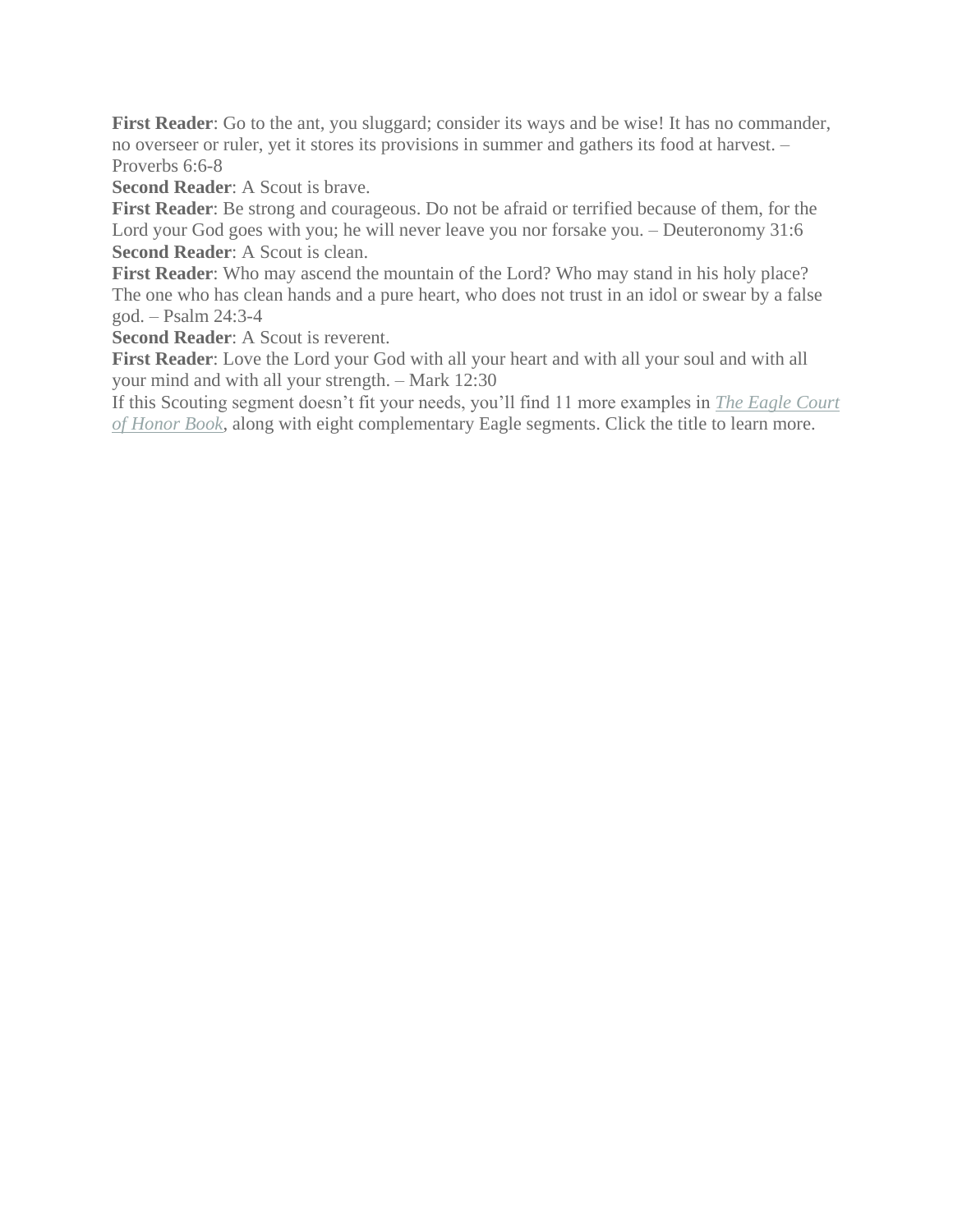**First Reader**: Go to the ant, you sluggard; consider its ways and be wise! It has no commander, no overseer or ruler, yet it stores its provisions in summer and gathers its food at harvest. – Proverbs 6:6-8

**Second Reader**: A Scout is brave.

**First Reader**: Be strong and courageous. Do not be afraid or terrified because of them, for the Lord your God goes with you; he will never leave you nor forsake you. – Deuteronomy 31:6

**Second Reader**: A Scout is clean.

**First Reader**: Who may ascend the mountain of the Lord? Who may stand in his holy place? The one who has clean hands and a pure heart, who does not trust in an idol or swear by a false god. – Psalm 24:3-4

**Second Reader**: A Scout is reverent.

**First Reader**: Love the Lord your God with all your heart and with all your soul and with all your mind and with all your strength. – Mark 12:30

If this Scouting segment doesn't fit your needs, you'll find 11 more examples in *The Eagle Court of Honor Book*, along with eight complementary Eagle segments. Click the title to learn more.